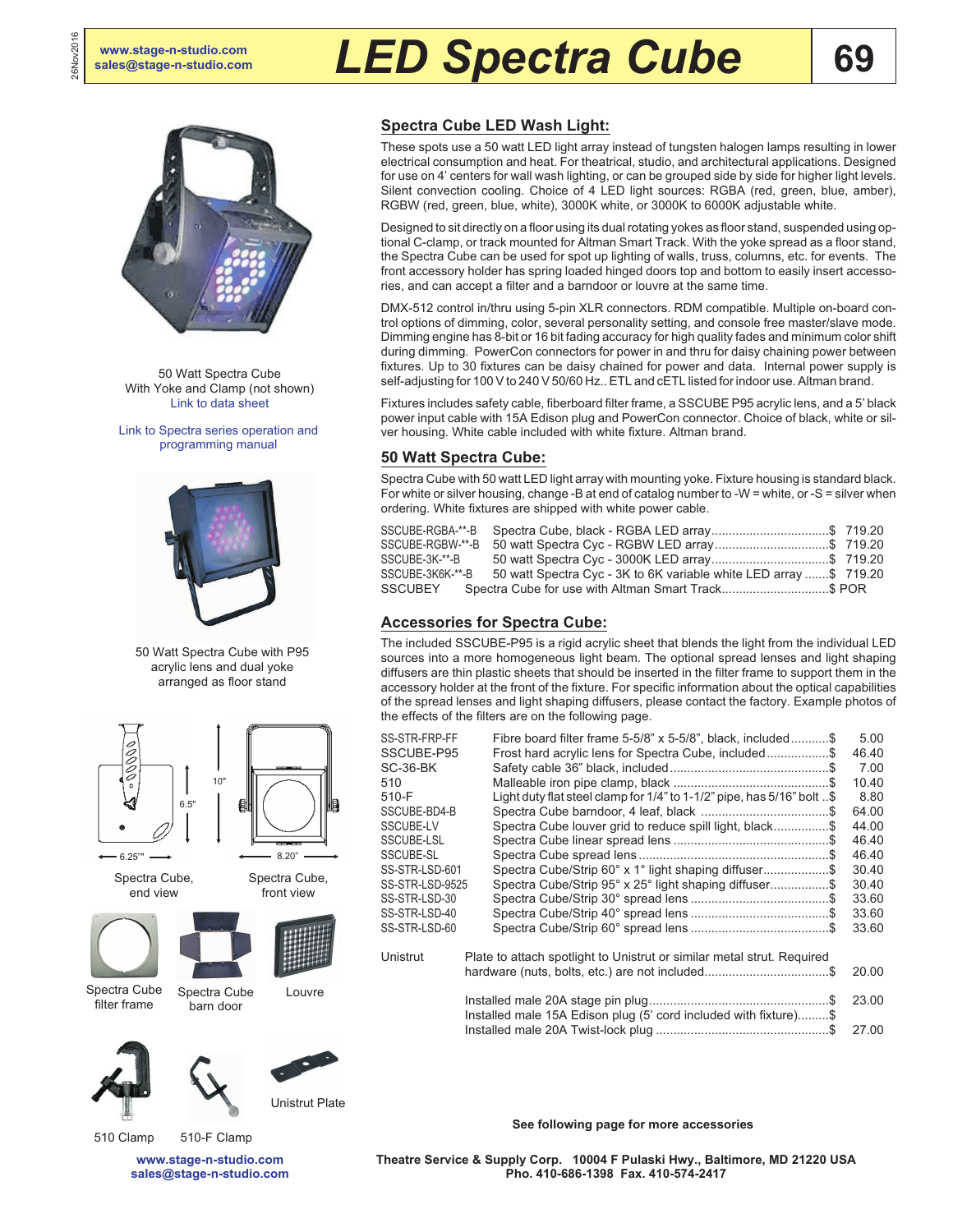# LED Spectra Cube

www.stage-n-studio.com
sales@stage-n-studio.com

50 Watt Spectra Cube
With Yoke and Clamp (not shown)
Link to data sheet

Link to Spectra series operation and programming manual

50 Watt Spectra Cube with P95 acrylic lens and dual yoke arranged as floor stand

Spectra Cube, end view

Spectra Cube, front view

Spectra Cube filter frame

Spectra Cube barn door

Louvre

510 Clamp

510-F Clamp

Unistrut Plate

## Spectra Cube LED Wash Light:

These spots use a 50 watt LED light array instead of tungsten halogen lamps resulting in lower electrical consumption and heat. For theatrical, studio, and architectural applications. Designed for use on 4' centers for wall wash lighting, or can be grouped side by side for higher light levels. Silent convection cooling. Choice of 4 LED light sources: RGBA (red, green, blue, amber), RGBW (red, green, blue, white), 3000K white, or 3000K to 6000K adjustable white.

Designed to sit directly on a floor using its dual rotating yokes as floor stand, suspended using optional C-clamp, or track mounted for Altman Smart Track. With the yoke spread as a floor stand, the Spectra Cube can be used for spot up lighting of walls, truss, columns, etc. for events. The front accessory holder has spring loaded hinged doors top and bottom to easily insert accessories, and can accept a filter and a barndoor or louvre at the same time.

DMX-512 control in/thru using 5-pin XLR connectors. RDM compatible. Multiple on-board control options of dimming, color, several personality setting, and console free master/slave mode. Dimming engine has 8-bit or 16 bit fading accuracy for high quality fades and minimum color shift during dimming. PowerCon connectors for power in and thru for daisy chaining power between fixtures. Up to 30 fixtures can be daisy chained for power and data. Internal power supply is self-adjusting for 100 V to 240 V 50/60 Hz.. ETL and cETL listed for indoor use. Altman brand.

Fixtures includes safety cable, fiberboard filter frame, a SSCUBE P95 acrylic lens, and a 5' black power input cable with 15A Edison plug and PowerCon connector. Choice of black, white or silver housing. White cable included with white fixture. Altman brand.

## 50 Watt Spectra Cube:

Spectra Cube with 50 watt LED light array with mounting yoke. Fixture housing is standard black. For white or silver housing, change -B at end of catalog number to -W = white, or -S = silver when ordering. White fixtures are shipped with white power cable.

| Catalog # | Description | Price |
|---|---|---|
| SSCUBE-RGBA-**-B | Spectra Cube, black - RGBA LED array | $ 719.20 |
| SSCUBE-RGBW-**-B | 50 watt Spectra Cyc - RGBW LED array | $ 719.20 |
| SSCUBE-3K-**-B | 50 watt Spectra Cyc - 3000K LED array | $ 719.20 |
| SSCUBE-3K6K-**-B | 50 watt Spectra Cyc - 3K to 6K variable white LED array | $ 719.20 |
| SSCUBEY | Spectra Cube for use with Altman Smart Track | $ POR |

## Accessories for Spectra Cube:

The included SSCUBE-P95 is a rigid acrylic sheet that blends the light from the individual LED sources into a more homogeneous light beam. The optional spread lenses and light shaping diffusers are thin plastic sheets that should be inserted in the filter frame to support them in the accessory holder at the front of the fixture. For specific information about the optical capabilities of the spread lenses and light shaping diffusers, please contact the factory. Example photos of the effects of the filters are on the following page.

| Catalog # | Description | Price |
|---|---|---|
| SS-STR-FRP-FF | Fibre board filter frame 5-5/8" x 5-5/8", black, included | $ 5.00 |
| SSCUBE-P95 | Frost hard acrylic lens for Spectra Cube, included | $ 46.40 |
| SC-36-BK | Safety cable 36" black, included | $ 7.00 |
| 510 | Malleable iron pipe clamp, black | $ 10.40 |
| 510-F | Light duty flat steel clamp for 1/4" to 1-1/2" pipe, has 5/16" bolt | $ 8.80 |
| SSCUBE-BD4-B | Spectra Cube barndoor, 4 leaf, black | $ 64.00 |
| SSCUBE-LV | Spectra Cube louver grid to reduce spill light, black | $ 44.00 |
| SSCUBE-LSL | Spectra Cube linear spread lens | $ 46.40 |
| SSCUBE-SL | Spectra Cube spread lens | $ 46.40 |
| SS-STR-LSD-601 | Spectra Cube/Strip 60° x 1° light shaping diffuser | $ 30.40 |
| SS-STR-LSD-9525 | Spectra Cube/Strip 95° x 25° light shaping diffuser | $ 30.40 |
| SS-STR-LSD-30 | Spectra Cube/Strip 30° spread lens | $ 33.60 |
| SS-STR-LSD-40 | Spectra Cube/Strip 40° spread lens | $ 33.60 |
| SS-STR-LSD-60 | Spectra Cube/Strip 60° spread lens | $ 33.60 |
| Unistrut | Plate to attach spotlight to Unistrut or similar metal strut. Required hardware (nuts, bolts, etc.) are not included | $ 20.00 |
| | Installed male 20A stage pin plug | $ 23.00 |
| | Installed male 15A Edison plug (5' cord included with fixture) | $ |
| | Installed male 20A Twist-lock plug | $ 27.00 |

**See following page for more accessories**

**Theatre Service & Supply Corp. 10004 F Pulaski Hwy., Baltimore, MD 21220 USA**
**Pho. 410-686-1398 Fax. 410-574-2417**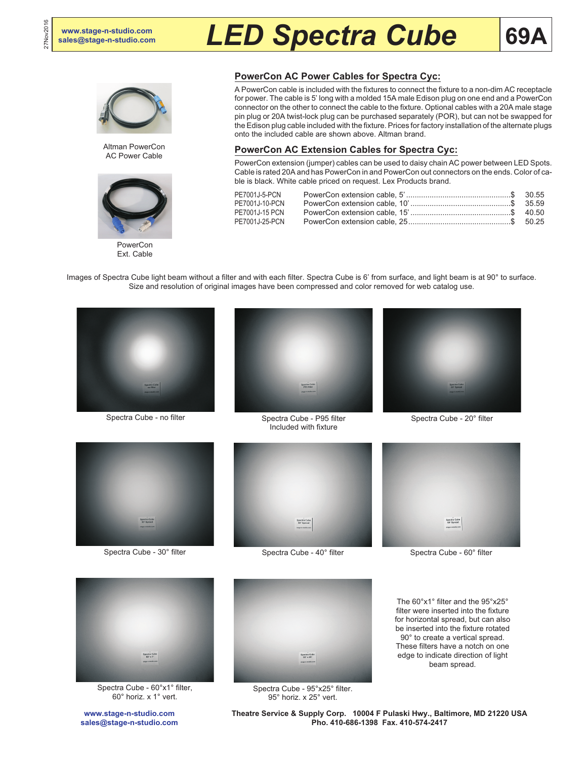# LED Spectra Cube

## PowerCon AC Power Cables for Spectra Cyc:

A PowerCon cable is included with the fixtures to connect the fixture to a non-dim AC receptacle for power. The cable is 5' long with a molded 15A male Edison plug on one end and a PowerCon connector on the other to connect the cable to the fixture. Optional cables with a 20A male stage pin plug or 20A twist-lock plug can be purchased separately (POR), but can not be swapped for the Edison plug cable included with the fixture. Prices for factory installation of the alternate plugs onto the included cable are shown above. Altman brand.

Altman PowerCon AC Power Cable

## PowerCon AC Extension Cables for Spectra Cyc:

PowerCon extension (jumper) cables can be used to daisy chain AC power between LED Spots. Cable is rated 20A and has PowerCon in and PowerCon out connectors on the ends. Color of cable is black. White cable priced on request. Lex Products brand.

| | | |
|---|---|---|
| PE7001J-5-PCN | PowerCon extension cable, 5' | $ 30.55 |
| PE7001J-10-PCN | PowerCon extension cable, 10' | $ 35.59 |
| PE7001J-15 PCN | PowerCon extension cable, 15' | $ 40.50 |
| PE7001J-25-PCN | PowerCon extension cable, 25 | $ 50.25 |

PowerCon Ext. Cable

Images of Spectra Cube light beam without a filter and with each filter. Spectra Cube is 6' from surface, and light beam is at 90° to surface. Size and resolution of original images have been compressed and color removed for web catalog use.

Spectra Cube - no filter

Spectra Cube - P95 filter Included with fixture

Spectra Cube - 20° filter

Spectra Cube - 30° filter

Spectra Cube - 40° filter

Spectra Cube - 60° filter

Spectra Cube - 60°x1° filter, 60° horiz. x 1° vert.

Spectra Cube - 95°x25° filter. 95° horiz. x 25° vert.

The 60°x1° filter and the 95°x25° filter were inserted into the fixture for horizontal spread, but can also be inserted into the fixture rotated 90° to create a vertical spread. These filters have a notch on one edge to indicate direction of light beam spread.

www.stage-n-studio.com
sales@stage-n-studio.com

**Theatre Service & Supply Corp. 10004 F Pulaski Hwy., Baltimore, MD 21220 USA**
**Pho. 410-686-1398 Fax. 410-574-2417**